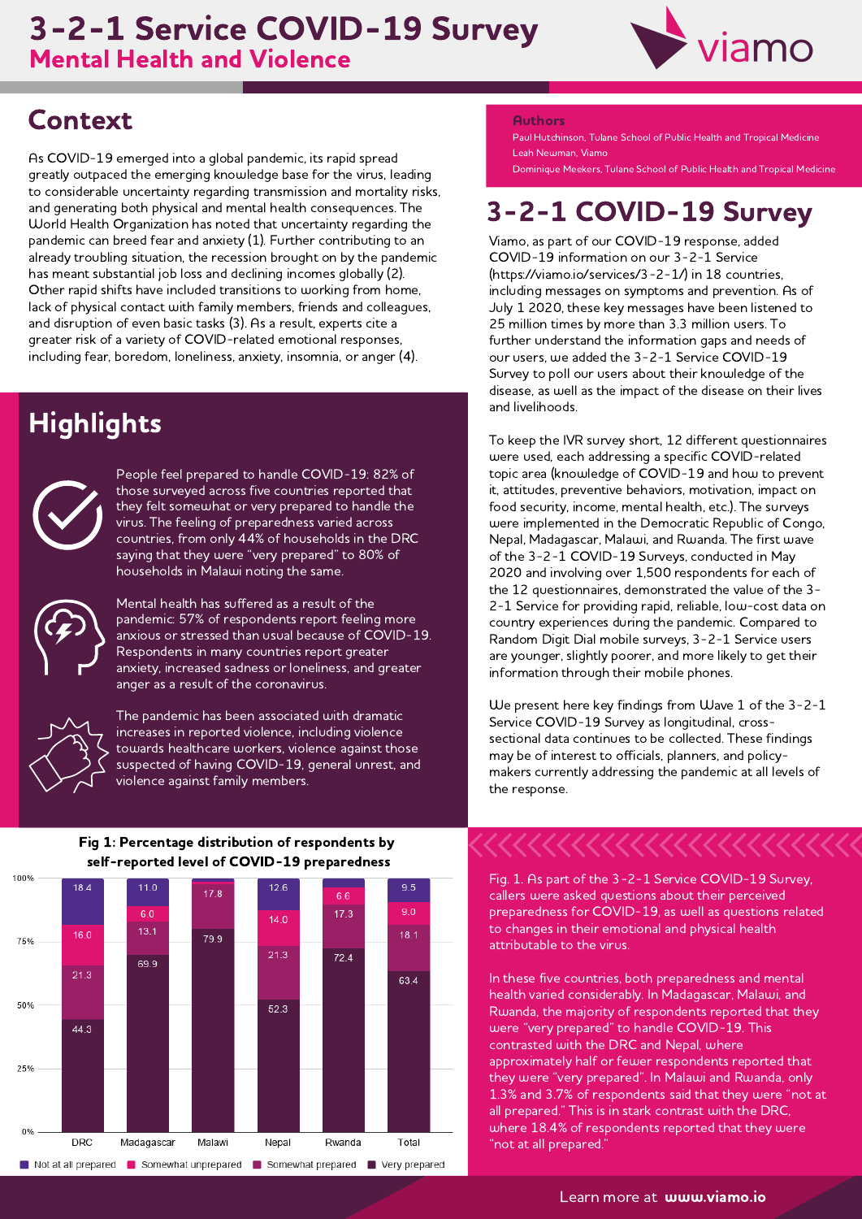# 3-2-1 Service COVID-19 Survey

## Mental Health and Violence

## Context

As COVID-19 emerged into a global pandemic, its rapid spread greatly outpaced the emerging knowledge base for the virus, leading to considerable uncertainty regarding transmission and mortality risks, and generating both physical and mental health consequences. The World Health Organization has noted that uncertainty regarding the pandemic can breed fear and anxiety (1). Further contributing to an already troubling situation, the recession brought on by the pandemic has meant substantial job loss and declining incomes globally (2). Other rapid shifts have included transitions to working from home, lack of physical contact with family members, friends and colleagues, and disruption of even basic tasks (3). As a result, experts cite a greater risk of a variety of COVID-related emotional responses, including fear, boredom, loneliness, anxiety, insomnia, or anger (4).

## Highlights

People feel prepared to handle COVID-19: 82% of those surveyed across five countries reported that they felt somewhat or very prepared to handle the virus. The feeling of preparedness varied across countries, from only 44% of households in the DRC saying that they were "very prepared" to 80% of households in Malawi noting the same.

Mental health has suffered as a result of the pandemic: 57% of respondents report feeling more anxious or stressed than usual because of COVID-19. Respondents in many countries report greater anxiety, increased sadness or loneliness, and greater anger as a result of the coronavirus.

The pandemic has been associated with dramatic increases in reported violence, including violence towards healthcare workers, violence against those suspected of having COVID-19, general unrest, and violence against family members.

**Authors**

Paul Hutchinson, Tulane School of Public Health and Tropical Medicine
Leah Newman, Viamo
Dominique Meekers, Tulane School of Public Health and Tropical Medicine

## 3-2-1 COVID-19 Survey

Viamo, as part of our COVID-19 response, added COVID-19 information on our 3-2-1 Service (https://viamo.io/services/3-2-1/) in 18 countries, including messages on symptoms and prevention. As of July 1 2020, these key messages have been listened to 25 million times by more than 3.3 million users. To further understand the information gaps and needs of our users, we added the 3-2-1 Service COVID-19 Survey to poll our users about their knowledge of the disease, as well as the impact of the disease on their lives and livelihoods.

To keep the IVR survey short, 12 different questionnaires were used, each addressing a specific COVID-related topic area (knowledge of COVID-19 and how to prevent it, attitudes, preventive behaviors, motivation, impact on food security, income, mental health, etc.). The surveys were implemented in the Democratic Republic of Congo, Nepal, Madagascar, Malawi, and Rwanda. The first wave of the 3-2-1 COVID-19 Surveys, conducted in May 2020 and involving over 1,500 respondents for each of the 12 questionnaires, demonstrated the value of the 3-2-1 Service for providing rapid, reliable, low-cost data on country experiences during the pandemic. Compared to Random Digit Dial mobile surveys, 3-2-1 Service users are younger, slightly poorer, and more likely to get their information through their mobile phones.

We present here key findings from Wave 1 of the 3-2-1 Service COVID-19 Survey as longitudinal, cross-sectional data continues to be collected. These findings may be of interest to officials, planners, and policy-makers currently addressing the pandemic at all levels of the response.

**Fig 1: Percentage distribution of respondents by self-reported level of COVID-19 preparedness**

| | DRC | Madagascar | Malawi | Nepal | Rwanda | Total |
|---|---|---|---|---|---|---|
| Not at all prepared | 18.4 | 11.0 | | 12.6 | | 9.5 |
| Somewhat unprepared | 16.0 | 6.0 | | 14.0 | 6.6 | 9.0 |
| Somewhat prepared | 21.3 | 13.1 | 17.8 | 21.3 | 17.3 | 18.1 |
| Very prepared | 44.3 | 69.9 | 79.9 | 52.3 | 72.4 | 63.4 |

Fig. 1. As part of the 3-2-1 Service COVID-19 Survey, callers were asked questions about their perceived preparedness for COVID-19, as well as questions related to changes in their emotional and physical health attributable to the virus.

In these five countries, both preparedness and mental health varied considerably. In Madagascar, Malawi, and Rwanda, the majority of respondents reported that they were "very prepared" to handle COVID-19. This contrasted with the DRC and Nepal, where approximately half or fewer respondents reported that they were "very prepared". In Malawi and Rwanda, only 1.3% and 3.7% of respondents said that they were "not at all prepared." This is in stark contrast with the DRC, where 18.4% of respondents reported that they were "not at all prepared."

Learn more at **www.viamo.io**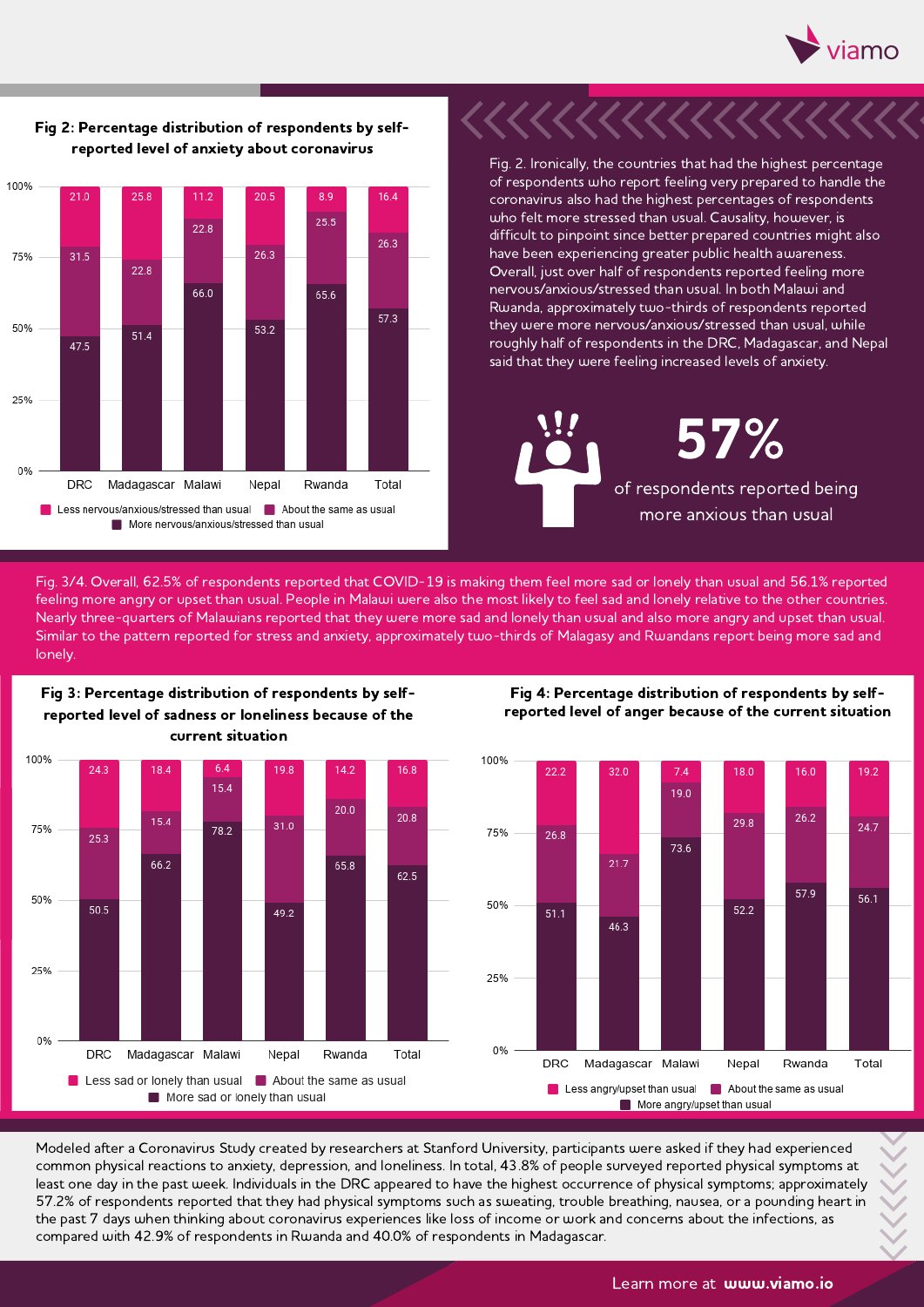**Fig 2: Percentage distribution of respondents by self-reported level of anxiety about coronavirus**

| | DRC | Madagascar | Malawi | Nepal | Rwanda | Total |
|---|---|---|---|---|---|---|
| Less nervous/anxious/stressed than usual | 21.0 | 25.8 | 11.2 | 20.5 | 8.9 | 16.4 |
| About the same as usual | 31.5 | 22.8 | 22.8 | 26.3 | 25.5 | 26.3 |
| More nervous/anxious/stressed than usual | 47.5 | 51.4 | 66.0 | 53.2 | 65.6 | 57.3 |

Fig. 2. Ironically, the countries that had the highest percentage of respondents who report feeling very prepared to handle the coronavirus also had the highest percentages of respondents who felt more stressed than usual. Causality, however, is difficult to pinpoint since better prepared countries might also have been experiencing greater public health awareness. Overall, just over half of respondents reported feeling more nervous/anxious/stressed than usual. In both Malawi and Rwanda, approximately two-thirds of respondents reported they were more nervous/anxious/stressed than usual, while roughly half of respondents in the DRC, Madagascar, and Nepal said that they were feeling increased levels of anxiety.

**57%**
of respondents reported being more anxious than usual

Fig. 3/4. Overall, 62.5% of respondents reported that COVID-19 is making them feel more sad or lonely than usual and 56.1% reported feeling more angry or upset than usual. People in Malawi were also the most likely to feel sad and lonely relative to the other countries. Nearly three-quarters of Malawians reported that they were more sad and lonely than usual and also more angry and upset than usual. Similar to the pattern reported for stress and anxiety, approximately two-thirds of Malagasy and Rwandans report being more sad and lonely.

**Fig 3: Percentage distribution of respondents by self-reported level of sadness or loneliness because of the current situation**

| | DRC | Madagascar | Malawi | Nepal | Rwanda | Total |
|---|---|---|---|---|---|---|
| Less sad or lonely than usual | 24.3 | 18.4 | 6.4 | 19.8 | 14.2 | 16.8 |
| About the same as usual | 25.3 | 15.4 | 15.4 | 31.0 | 20.0 | 20.8 |
| More sad or lonely than usual | 50.5 | 66.2 | 78.2 | 49.2 | 65.8 | 62.5 |

**Fig 4: Percentage distribution of respondents by self-reported level of anger because of the current situation**

| | DRC | Madagascar | Malawi | Nepal | Rwanda | Total |
|---|---|---|---|---|---|---|
| Less angry/upset than usual | 22.2 | 32.0 | 7.4 | 18.0 | 16.0 | 19.2 |
| About the same as usual | 26.8 | 21.7 | 19.0 | 29.8 | 26.2 | 24.7 |
| More angry/upset than usual | 51.1 | 46.3 | 73.6 | 52.2 | 57.9 | 56.1 |

Modeled after a Coronavirus Study created by researchers at Stanford University, participants were asked if they had experienced common physical reactions to anxiety, depression, and loneliness. In total, 43.8% of people surveyed reported physical symptoms at least one day in the past week. Individuals in the DRC appeared to have the highest occurrence of physical symptoms; approximately 57.2% of respondents reported that they had physical symptoms such as sweating, trouble breathing, nausea, or a pounding heart in the past 7 days when thinking about coronavirus experiences like loss of income or work and concerns about the infections, as compared with 42.9% of respondents in Rwanda and 40.0% of respondents in Madagascar.

Learn more at **www.viamo.io**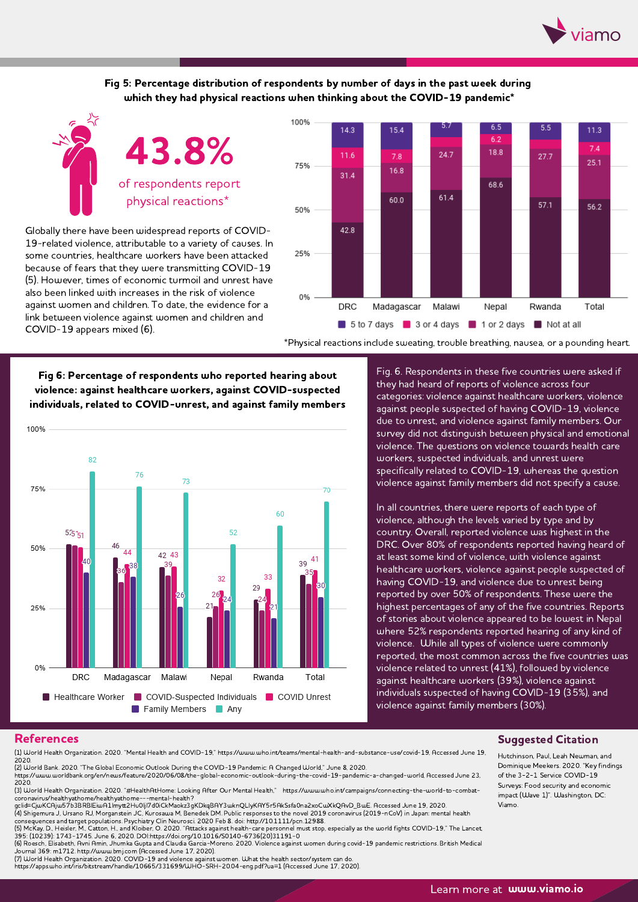## Fig 5: Percentage distribution of respondents by number of days in the past week during which they had physical reactions when thinking about the COVID-19 pandemic*

**43.8%**

of respondents report physical reactions*

Globally there have been widespread reports of COVID-19-related violence, attributable to a variety of causes. In some countries, healthcare workers have been attacked because of fears that they were transmitting COVID-19 (5). However, times of economic turmoil and unrest have also been linked with increases in the risk of violence against women and children. To date, the evidence for a link between violence against women and children and COVID-19 appears mixed (6).

100%
75%
50%
25%
0%

DRC: 14.3, 11.6, 31.4, 42.8
Madagascar: 15.4, 7.8, 16.8, 60.0
Malawi: 5.7, 24.7, 61.4
Nepal: 6.5, 6.2, 18.8, 68.6
Rwanda: 5.5, 27.7, 57.1
Total: 11.3, 7.4, 25.1, 56.2

5 to 7 days | 3 or 4 days | 1 or 2 days | Not at all

*Physical reactions include sweating, trouble breathing, nausea, or a pounding heart.

## Fig 6: Percentage of respondents who reported hearing about violence: against healthcare workers, against COVID-suspected individuals, related to COVID-unrest, and against family members

100%
75%
50%
25%
0%

DRC: 52, 51, 51, 40, 82
Madagascar: 46, 36, 44, 38, 76
Malawi: 42, 39, 43, 26, 73
Nepal: 21, 26, 32, 24, 52
Rwanda: 29, 24, 33, 21, 60
Total: 39, 35, 41, 30, 70

Healthcare Worker | COVID-Suspected Individuals | COVID Unrest | Family Members | Any

Fig. 6. Respondents in these five countries were asked if they had heard of reports of violence across four categories: violence against healthcare workers, violence against people suspected of having COVID-19, violence due to unrest, and violence against family members. Our survey did not distinguish between physical and emotional violence. The questions on violence towards health care workers, suspected individuals, and unrest were specifically related to COVID-19, whereas the question violence against family members did not specify a cause.

In all countries, there were reports of each type of violence, although the levels varied by type and by country. Overall, reported violence was highest in the DRC. Over 80% of respondents reported having heard of at least some kind of violence, with violence against healthcare workers, violence against people suspected of having COVID-19, and violence due to unrest being reported by over 50% of respondents. These were the highest percentages of any of the five countries. Reports of stories about violence appeared to be lowest in Nepal where 52% respondents reported hearing of any kind of violence. While all types of violence were commonly reported, the most common across the five countries was violence related to unrest (41%), followed by violence against healthcare workers (39%), violence against individuals suspected of having COVID-19 (35%), and violence against family members (30%).

## References

(1) World Health Organization. 2020. "Mental Health and COVID-19." https://www.who.int/teams/mental-health-and-substance-use/covid-19, Accessed June 19, 2020.
(2) World Bank. 2020. "The Global Economic Outlook During the COVID-19 Pandemic: A Changed World," June 8, 2020. https://www.worldbank.org/en/news/feature/2020/06/08/the-global-economic-outlook-during-the-covid-19-pandemic-a-changed-world, Accessed June 23, 2020.
(3) World Health Organization. 2020. "#HealthAtHome: Looking After Our Mental Health," https://www.who.int/campaigns/connecting-the-world-to-combat-coronavirus/healthyathome/healthyathome---mental-health?gclid=CjwKCAjw57b3BRBlEiwA1Imytt2Hu0lj17d0iCkMaokz3gKDkqBAY3wknQLlyKAY5r5AkSsfa0na2xoCwXkQAvD_BwE. Accessed June 19, 2020.
(4) Shigemura J, Ursano RJ, Morganstein JC, Kurosawa M, Benedek DM. Public responses to the novel 2019 coronavirus (2019-nCoV) in Japan: mental health consequences and target populations. Psychiatry Clin Neurosci. 2020 Feb 8. doi: http://10.1111/pcn.12988.
(5) McKay, D., Heisler, M., Catton, H., and Kloiber, O. 2020. "Attacks against health-care personnel must stop, especially as the world fights COVID-19," The Lancet, 395: (10239): 1743-1745. June 6, 2020. DOI:https://doi.org/10.1016/S0140-6736(20)31191-0
(6) Roesch, Elisabeth, Avni Amin, Jhumka Gupta and Claudia Garcia-Moreno. 2020. Violence against women during covid-19 pandemic restrictions. British Medical Journal 369: m1712. http://www.bmj.com (Accessed June 17, 2020).
(7) World Health Organization. 2020. COVID-19 and violence against women. What the health sector/system can do. https://apps.who.int/iris/bitstream/handle/10665/331699/WHO-SRH-20.04-eng.pdf?ua=1 (Accessed June 17, 2020).

## Suggested Citation

Hutchinson, Paul, Leah Newman, and Dominique Meekers. 2020. "Key findings of the 3-2-1 Service COVID-19 Surveys: Food security and economic impact (Wave 1)". Washington, DC: Viamo.

Learn more at **www.viamo.io**